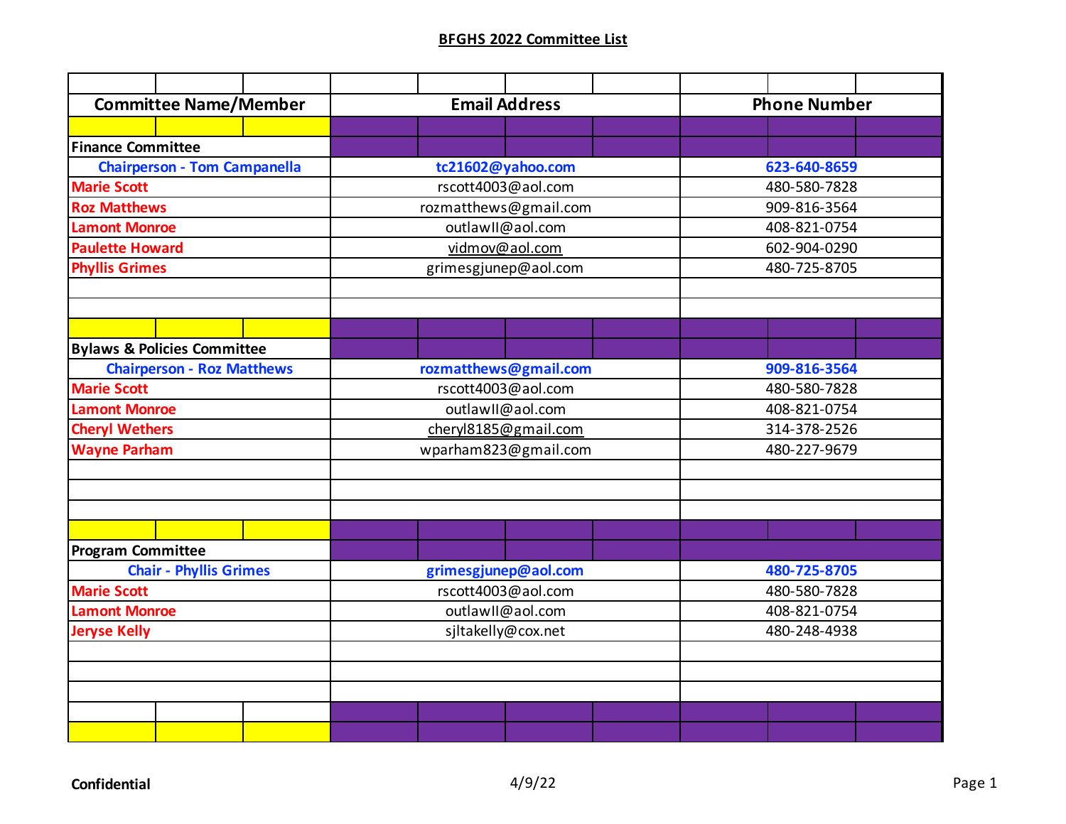## BFGHS 2022 Committee List

| Committee Name/Member | Email Address | Phone Number |
|---|---|---|
| | | |
| **Finance Committee** | | |
| **Chairperson - Tom Campanella** | **tc21602@yahoo.com** | **623-640-8659** |
| **Marie Scott** | rscott4003@aol.com | 480-580-7828 |
| **Roz Matthews** | rozmatthews@gmail.com | 909-816-3564 |
| **Lamont Monroe** | outlawII@aol.com | 408-821-0754 |
| **Paulette Howard** | vidmov@aol.com | 602-904-0290 |
| **Phyllis Grimes** | grimesgjunep@aol.com | 480-725-8705 |
| | | |
| | | |
| | | |
| **Bylaws & Policies Committee** | | |
| **Chairperson - Roz Matthews** | **rozmatthews@gmail.com** | **909-816-3564** |
| **Marie Scott** | rscott4003@aol.com | 480-580-7828 |
| **Lamont Monroe** | outlawII@aol.com | 408-821-0754 |
| **Cheryl Wethers** | cheryl8185@gmail.com | 314-378-2526 |
| **Wayne Parham** | wparham823@gmail.com | 480-227-9679 |
| | | |
| | | |
| | | |
| | | |
| **Program Committee** | | |
| **Chair - Phyllis Grimes** | **grimesgjunep@aol.com** | **480-725-8705** |
| **Marie Scott** | rscott4003@aol.com | 480-580-7828 |
| **Lamont Monroe** | outlawII@aol.com | 408-821-0754 |
| **Jeryse Kelly** | sjltakelly@cox.net | 480-248-4938 |
| | | |
| | | |
| | | |
| | | |
| | | |

**Confidential** 4/9/22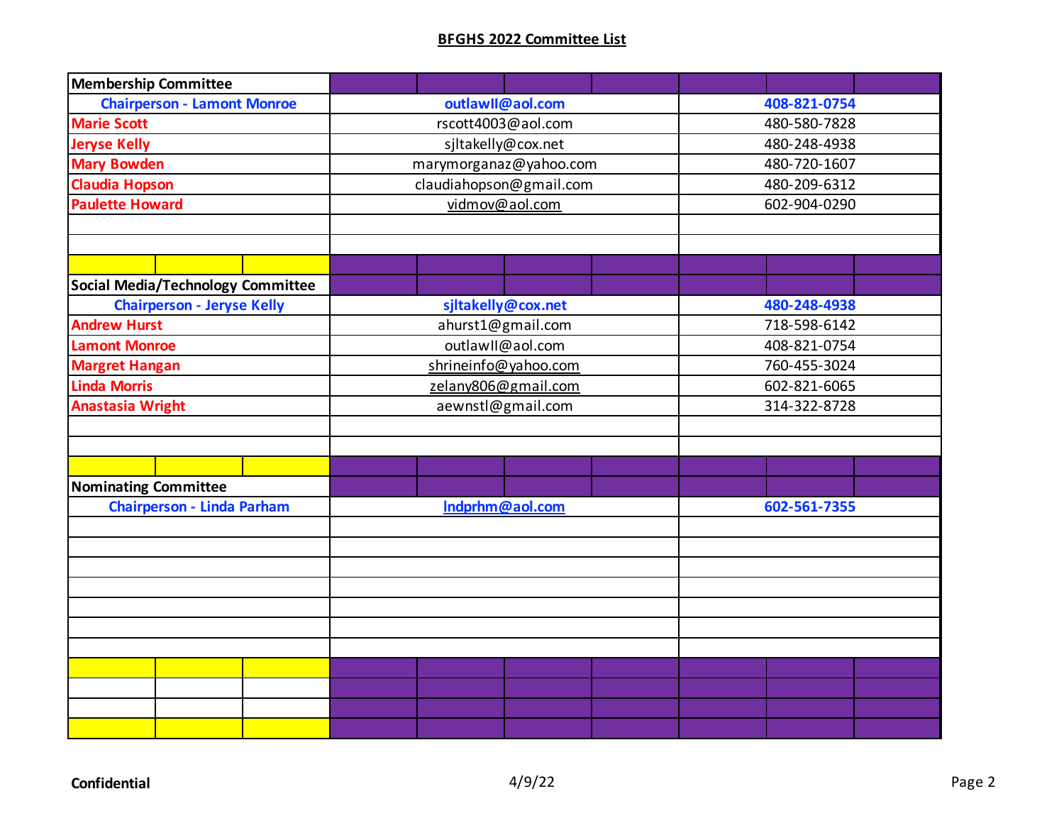**BFGHS 2022 Committee List**

| Membership Committee | | |
|---|---|---|
| **Chairperson - Lamont Monroe** | **outlawII@aol.com** | **408-821-0754** |
| Marie Scott | rscott4003@aol.com | 480-580-7828 |
| Jeryse Kelly | sjltakelly@cox.net | 480-248-4938 |
| Mary Bowden | marymorganaz@yahoo.com | 480-720-1607 |
| Claudia Hopson | claudiahopson@gmail.com | 480-209-6312 |
| Paulette Howard | vidmov@aol.com | 602-904-0290 |

| Social Media/Technology Committee | | |
|---|---|---|
| **Chairperson - Jeryse Kelly** | **sjltakelly@cox.net** | **480-248-4938** |
| Andrew Hurst | ahurst1@gmail.com | 718-598-6142 |
| Lamont Monroe | outlawII@aol.com | 408-821-0754 |
| Margret Hangan | shrineinfo@yahoo.com | 760-455-3024 |
| Linda Morris | zelany806@gmail.com | 602-821-6065 |
| Anastasia Wright | aewnstl@gmail.com | 314-322-8728 |

| Nominating Committee | | |
|---|---|---|
| **Chairperson - Linda Parham** | **lndprhm@aol.com** | **602-561-7355** |

Confidential

4/9/22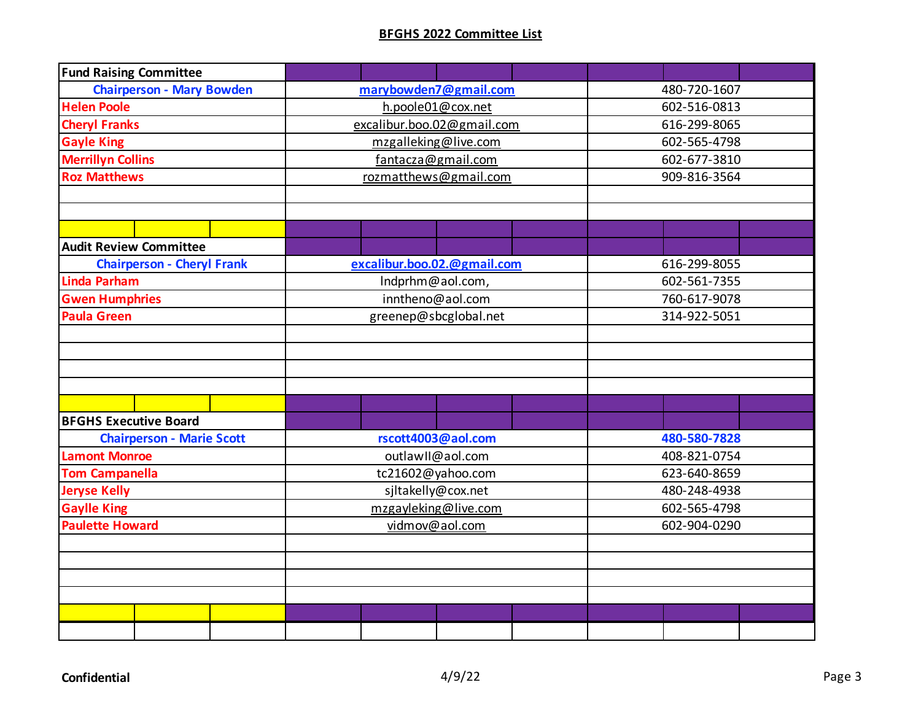**BFGHS 2022 Committee List**

| | | |
|---|---|---|
| **Fund Raising Committee** | | |
| **Chairperson - Mary Bowden** | **marybowden7@gmail.com** | 480-720-1607 |
| **Helen Poole** | h.poole01@cox.net | 602-516-0813 |
| **Cheryl Franks** | excalibur.boo.02@gmail.com | 616-299-8065 |
| **Gayle King** | mzgalleking@live.com | 602-565-4798 |
| **Merrillyn Collins** | fantacza@gmail.com | 602-677-3810 |
| **Roz Matthews** | rozmatthews@gmail.com | 909-816-3564 |
| | | |
| | | |
| | | |
| **Audit Review Committee** | | |
| **Chairperson - Cheryl Frank** | **excalibur.boo.02.@gmail.com** | 616-299-8055 |
| **Linda Parham** | lndprhm@aol.com, | 602-561-7355 |
| **Gwen Humphries** | inntheno@aol.com | 760-617-9078 |
| **Paula Green** | greenep@sbcglobal.net | 314-922-5051 |
| | | |
| | | |
| | | |
| | | |
| | | |
| **BFGHS Executive Board** | | |
| **Chairperson - Marie Scott** | **rscott4003@aol.com** | **480-580-7828** |
| **Lamont Monroe** | outlawII@aol.com | 408-821-0754 |
| **Tom Campanella** | tc21602@yahoo.com | 623-640-8659 |
| **Jeryse Kelly** | sjltakelly@cox.net | 480-248-4938 |
| **Gaylle King** | mzgayleking@live.com | 602-565-4798 |
| **Paulette Howard** | vidmov@aol.com | 602-904-0290 |
| | | |
| | | |
| | | |
| | | |
| | | |
| | | |

**Confidential** 4/9/22